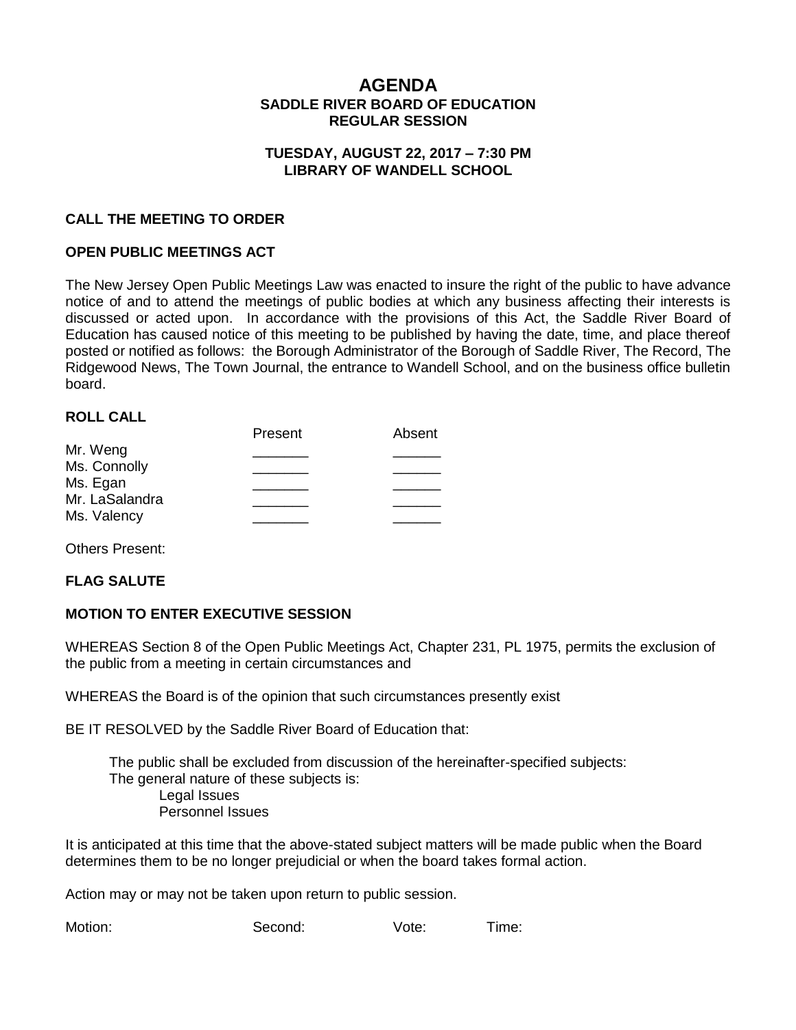# AGENDA
## SADDLE RIVER BOARD OF EDUCATION
## REGULAR SESSION

### TUESDAY, AUGUST 22, 2017 – 7:30 PM
### LIBRARY OF WANDELL SCHOOL

**CALL THE MEETING TO ORDER**

**OPEN PUBLIC MEETINGS ACT**

The New Jersey Open Public Meetings Law was enacted to insure the right of the public to have advance notice of and to attend the meetings of public bodies at which any business affecting their interests is discussed or acted upon. In accordance with the provisions of this Act, the Saddle River Board of Education has caused notice of this meeting to be published by having the date, time, and place thereof posted or notified as follows: the Borough Administrator of the Borough of Saddle River, The Record, The Ridgewood News, The Town Journal, the entrance to Wandell School, and on the business office bulletin board.

**ROLL CALL**

| | Present | Absent |
|---|---|---|
| Mr. Weng | _______ | ______ |
| Ms. Connolly | _______ | ______ |
| Ms. Egan | _______ | ______ |
| Mr. LaSalandra | _______ | ______ |
| Ms. Valency | _______ | ______ |

Others Present:

**FLAG SALUTE**

**MOTION TO ENTER EXECUTIVE SESSION**

WHEREAS Section 8 of the Open Public Meetings Act, Chapter 231, PL 1975, permits the exclusion of the public from a meeting in certain circumstances and

WHEREAS the Board is of the opinion that such circumstances presently exist

BE IT RESOLVED by the Saddle River Board of Education that:

The public shall be excluded from discussion of the hereinafter-specified subjects:
The general nature of these subjects is:
- Legal Issues
- Personnel Issues

It is anticipated at this time that the above-stated subject matters will be made public when the Board determines them to be no longer prejudicial or when the board takes formal action.

Action may or may not be taken upon return to public session.

Motion: Second: Vote: Time: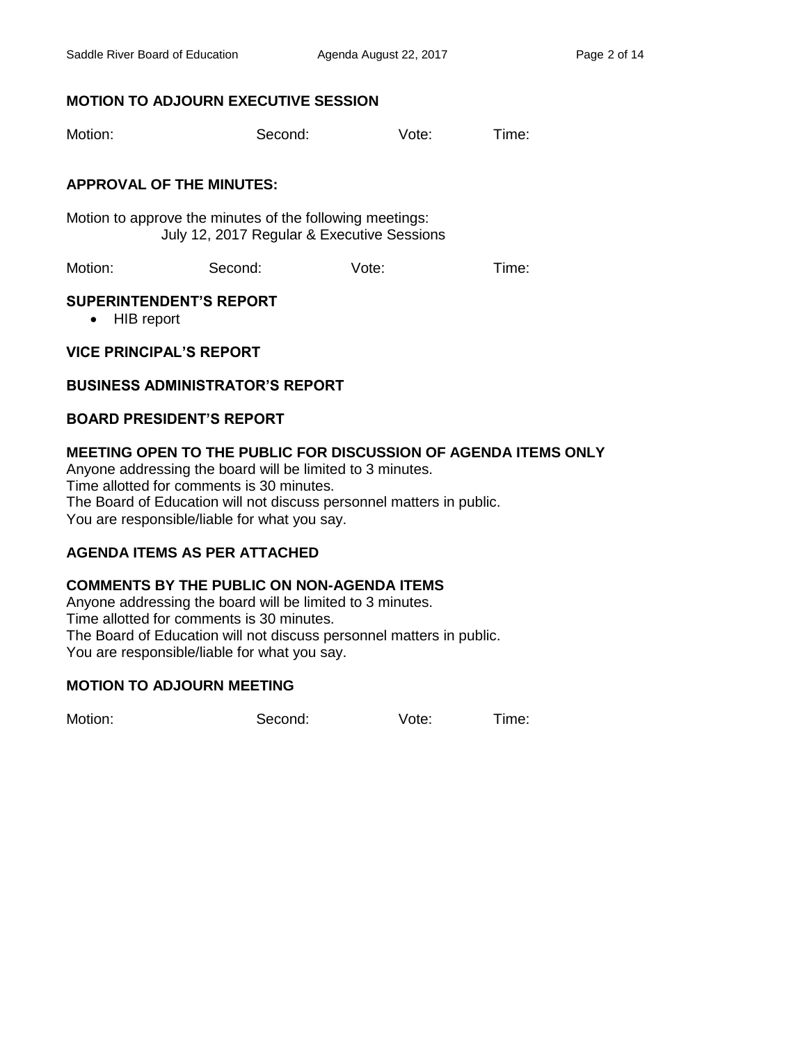**MOTION TO ADJOURN EXECUTIVE SESSION**

Motion: Second: Vote: Time:

**APPROVAL OF THE MINUTES:**

Motion to approve the minutes of the following meetings:
July 12, 2017 Regular & Executive Sessions

Motion: Second: Vote: Time:

**SUPERINTENDENT'S REPORT**

- HIB report

**VICE PRINCIPAL'S REPORT**

**BUSINESS ADMINISTRATOR'S REPORT**

**BOARD PRESIDENT'S REPORT**

**MEETING OPEN TO THE PUBLIC FOR DISCUSSION OF AGENDA ITEMS ONLY**

Anyone addressing the board will be limited to 3 minutes.
Time allotted for comments is 30 minutes.
The Board of Education will not discuss personnel matters in public.
You are responsible/liable for what you say.

**AGENDA ITEMS AS PER ATTACHED**

**COMMENTS BY THE PUBLIC ON NON-AGENDA ITEMS**

Anyone addressing the board will be limited to 3 minutes.
Time allotted for comments is 30 minutes.
The Board of Education will not discuss personnel matters in public.
You are responsible/liable for what you say.

**MOTION TO ADJOURN MEETING**

Motion: Second: Vote: Time: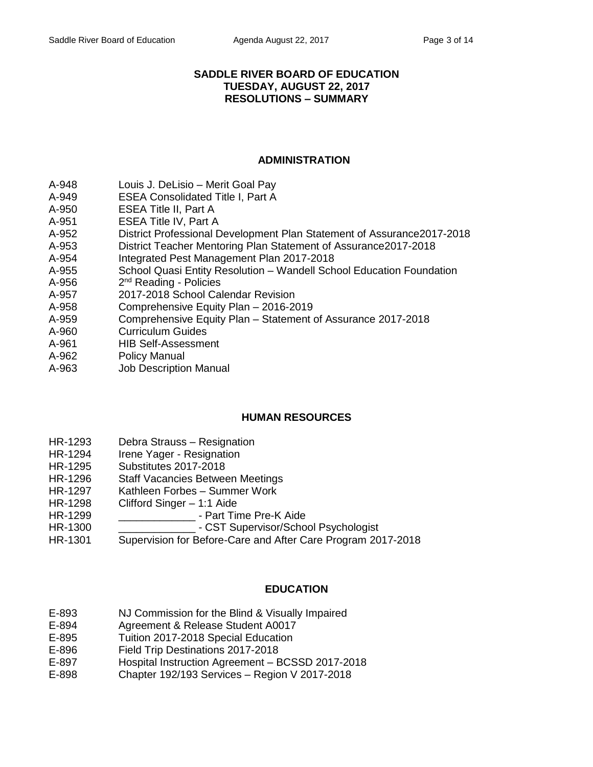**SADDLE RIVER BOARD OF EDUCATION**
**TUESDAY, AUGUST 22, 2017**
**RESOLUTIONS – SUMMARY**

## ADMINISTRATION

A-948 Louis J. DeLisio – Merit Goal Pay
A-949 ESEA Consolidated Title I, Part A
A-950 ESEA Title II, Part A
A-951 ESEA Title IV, Part A
A-952 District Professional Development Plan Statement of Assurance2017-2018
A-953 District Teacher Mentoring Plan Statement of Assurance2017-2018
A-954 Integrated Pest Management Plan 2017-2018
A-955 School Quasi Entity Resolution – Wandell School Education Foundation
A-956 2nd Reading - Policies
A-957 2017-2018 School Calendar Revision
A-958 Comprehensive Equity Plan – 2016-2019
A-959 Comprehensive Equity Plan – Statement of Assurance 2017-2018
A-960 Curriculum Guides
A-961 HIB Self-Assessment
A-962 Policy Manual
A-963 Job Description Manual

## HUMAN RESOURCES

HR-1293 Debra Strauss – Resignation
HR-1294 Irene Yager - Resignation
HR-1295 Substitutes 2017-2018
HR-1296 Staff Vacancies Between Meetings
HR-1297 Kathleen Forbes – Summer Work
HR-1298 Clifford Singer – 1:1 Aide
HR-1299 _____________ - Part Time Pre-K Aide
HR-1300 _____________ - CST Supervisor/School Psychologist
HR-1301 Supervision for Before-Care and After Care Program 2017-2018

## EDUCATION

E-893 NJ Commission for the Blind & Visually Impaired
E-894 Agreement & Release Student A0017
E-895 Tuition 2017-2018 Special Education
E-896 Field Trip Destinations 2017-2018
E-897 Hospital Instruction Agreement – BCSSD 2017-2018
E-898 Chapter 192/193 Services – Region V 2017-2018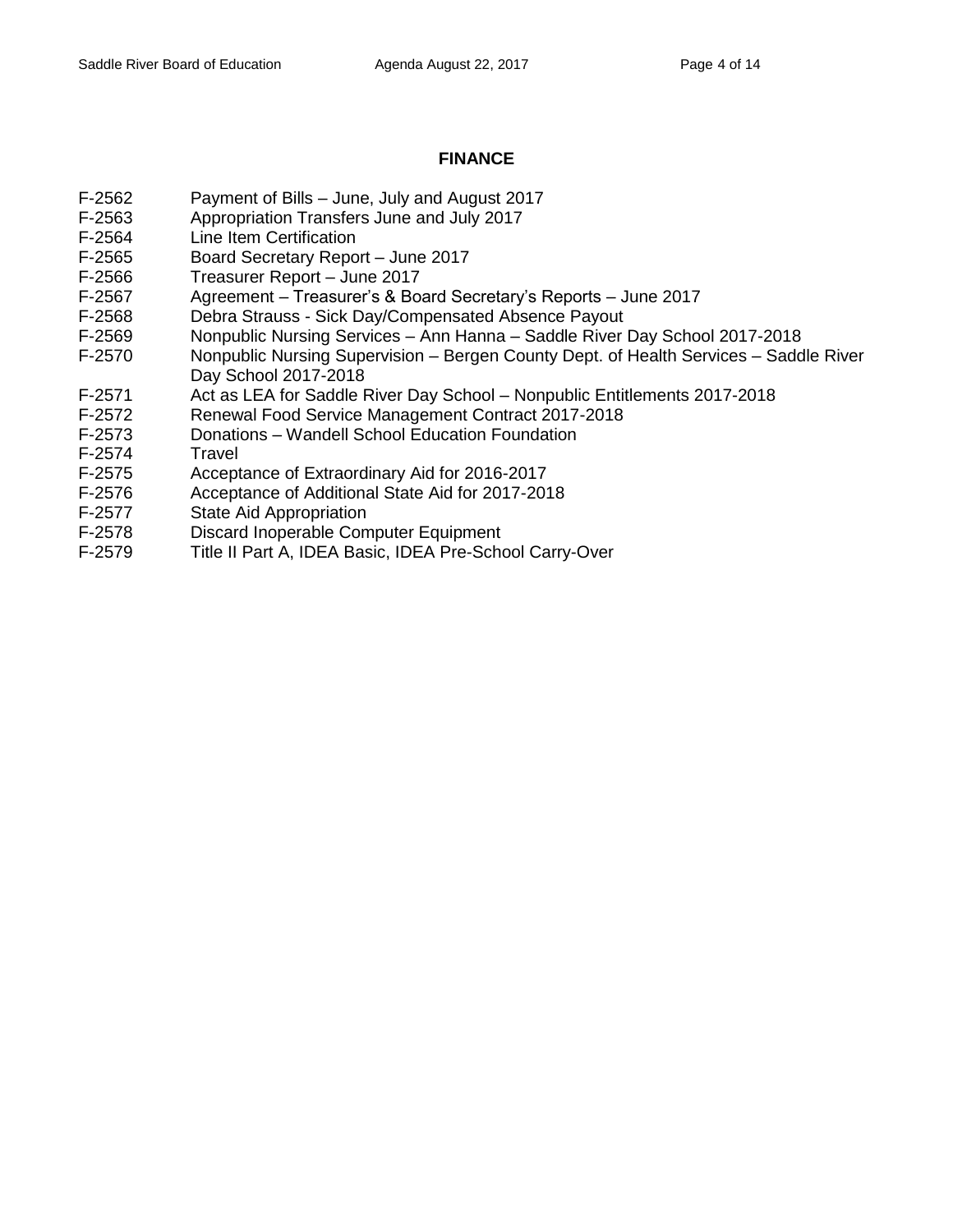## FINANCE

| | |
|---|---|
| F-2562 | Payment of Bills – June, July and August 2017 |
| F-2563 | Appropriation Transfers June and July 2017 |
| F-2564 | Line Item Certification |
| F-2565 | Board Secretary Report – June 2017 |
| F-2566 | Treasurer Report – June 2017 |
| F-2567 | Agreement – Treasurer's & Board Secretary's Reports – June 2017 |
| F-2568 | Debra Strauss - Sick Day/Compensated Absence Payout |
| F-2569 | Nonpublic Nursing Services – Ann Hanna – Saddle River Day School 2017-2018 |
| F-2570 | Nonpublic Nursing Supervision – Bergen County Dept. of Health Services – Saddle River Day School 2017-2018 |
| F-2571 | Act as LEA for Saddle River Day School – Nonpublic Entitlements 2017-2018 |
| F-2572 | Renewal Food Service Management Contract 2017-2018 |
| F-2573 | Donations – Wandell School Education Foundation |
| F-2574 | Travel |
| F-2575 | Acceptance of Extraordinary Aid for 2016-2017 |
| F-2576 | Acceptance of Additional State Aid for 2017-2018 |
| F-2577 | State Aid Appropriation |
| F-2578 | Discard Inoperable Computer Equipment |
| F-2579 | Title II Part A, IDEA Basic, IDEA Pre-School Carry-Over |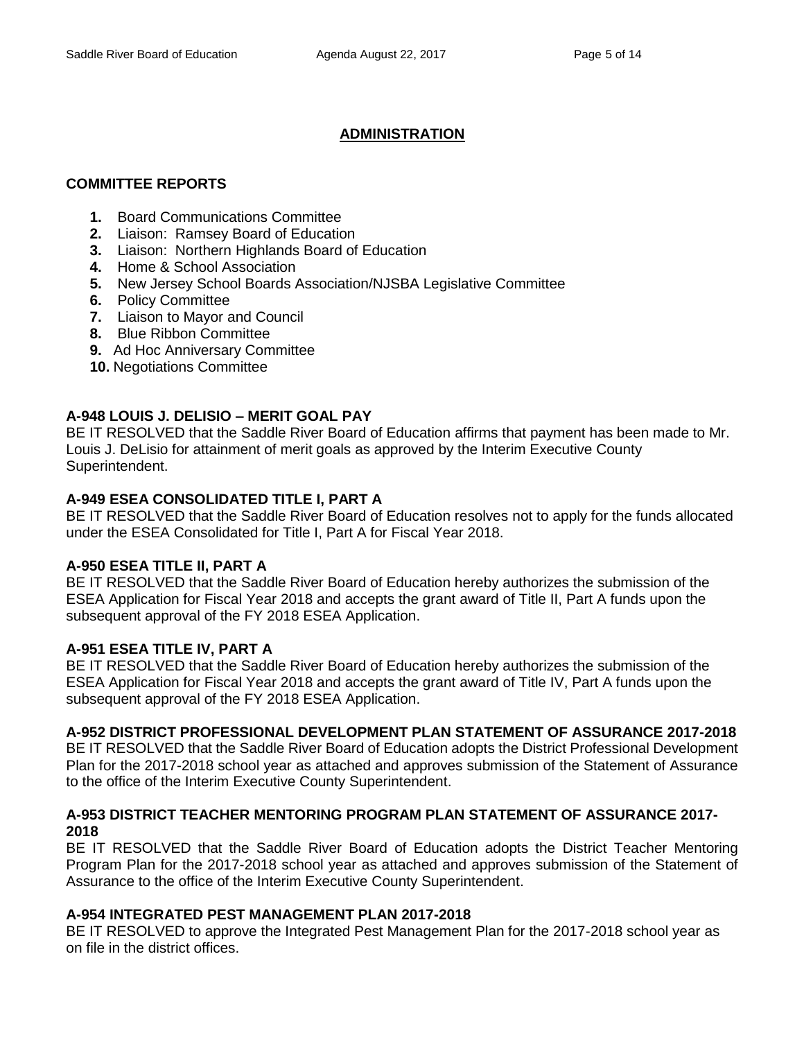## ADMINISTRATION

### COMMITTEE REPORTS

1. Board Communications Committee
2. Liaison: Ramsey Board of Education
3. Liaison: Northern Highlands Board of Education
4. Home & School Association
5. New Jersey School Boards Association/NJSBA Legislative Committee
6. Policy Committee
7. Liaison to Mayor and Council
8. Blue Ribbon Committee
9. Ad Hoc Anniversary Committee
10. Negotiations Committee

**A-948 LOUIS J. DELISIO – MERIT GOAL PAY**
BE IT RESOLVED that the Saddle River Board of Education affirms that payment has been made to Mr. Louis J. DeLisio for attainment of merit goals as approved by the Interim Executive County Superintendent.

**A-949 ESEA CONSOLIDATED TITLE I, PART A**
BE IT RESOLVED that the Saddle River Board of Education resolves not to apply for the funds allocated under the ESEA Consolidated for Title I, Part A for Fiscal Year 2018.

**A-950 ESEA TITLE II, PART A**
BE IT RESOLVED that the Saddle River Board of Education hereby authorizes the submission of the ESEA Application for Fiscal Year 2018 and accepts the grant award of Title II, Part A funds upon the subsequent approval of the FY 2018 ESEA Application.

**A-951 ESEA TITLE IV, PART A**
BE IT RESOLVED that the Saddle River Board of Education hereby authorizes the submission of the ESEA Application for Fiscal Year 2018 and accepts the grant award of Title IV, Part A funds upon the subsequent approval of the FY 2018 ESEA Application.

**A-952 DISTRICT PROFESSIONAL DEVELOPMENT PLAN STATEMENT OF ASSURANCE 2017-2018**
BE IT RESOLVED that the Saddle River Board of Education adopts the District Professional Development Plan for the 2017-2018 school year as attached and approves submission of the Statement of Assurance to the office of the Interim Executive County Superintendent.

**A-953 DISTRICT TEACHER MENTORING PROGRAM PLAN STATEMENT OF ASSURANCE 2017-2018**
BE IT RESOLVED that the Saddle River Board of Education adopts the District Teacher Mentoring Program Plan for the 2017-2018 school year as attached and approves submission of the Statement of Assurance to the office of the Interim Executive County Superintendent.

**A-954 INTEGRATED PEST MANAGEMENT PLAN 2017-2018**
BE IT RESOLVED to approve the Integrated Pest Management Plan for the 2017-2018 school year as on file in the district offices.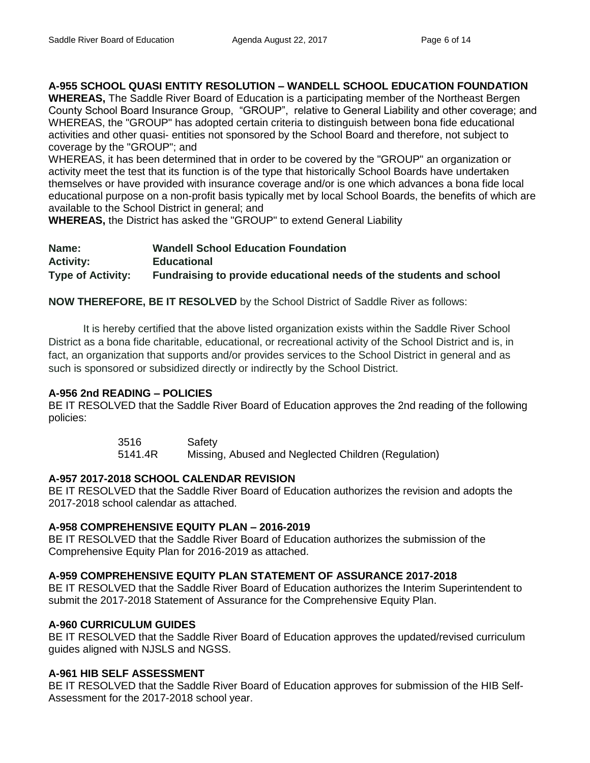### A-955 SCHOOL QUASI ENTITY RESOLUTION – WANDELL SCHOOL EDUCATION FOUNDATION

**WHEREAS,** The Saddle River Board of Education is a participating member of the Northeast Bergen County School Board Insurance Group, "GROUP", relative to General Liability and other coverage; and WHEREAS, the "GROUP" has adopted certain criteria to distinguish between bona fide educational activities and other quasi- entities not sponsored by the School Board and therefore, not subject to coverage by the "GROUP"; and

WHEREAS, it has been determined that in order to be covered by the "GROUP" an organization or activity meet the test that its function is of the type that historically School Boards have undertaken themselves or have provided with insurance coverage and/or is one which advances a bona fide local educational purpose on a non-profit basis typically met by local School Boards, the benefits of which are available to the School District in general; and

**WHEREAS,** the District has asked the "GROUP" to extend General Liability

| | |
|---|---|
| **Name:** | **Wandell School Education Foundation** |
| **Activity:** | **Educational** |
| **Type of Activity:** | **Fundraising to provide educational needs of the students and school** |

**NOW THEREFORE, BE IT RESOLVED** by the School District of Saddle River as follows:

It is hereby certified that the above listed organization exists within the Saddle River School District as a bona fide charitable, educational, or recreational activity of the School District and is, in fact, an organization that supports and/or provides services to the School District in general and as such is sponsored or subsidized directly or indirectly by the School District.

### A-956 2nd READING – POLICIES

BE IT RESOLVED that the Saddle River Board of Education approves the 2nd reading of the following policies:

| | |
|---|---|
| 3516 | Safety |
| 5141.4R | Missing, Abused and Neglected Children (Regulation) |

### A-957 2017-2018 SCHOOL CALENDAR REVISION

BE IT RESOLVED that the Saddle River Board of Education authorizes the revision and adopts the 2017-2018 school calendar as attached.

### A-958 COMPREHENSIVE EQUITY PLAN – 2016-2019

BE IT RESOLVED that the Saddle River Board of Education authorizes the submission of the Comprehensive Equity Plan for 2016-2019 as attached.

### A-959 COMPREHENSIVE EQUITY PLAN STATEMENT OF ASSURANCE 2017-2018

BE IT RESOLVED that the Saddle River Board of Education authorizes the Interim Superintendent to submit the 2017-2018 Statement of Assurance for the Comprehensive Equity Plan.

### A-960 CURRICULUM GUIDES

BE IT RESOLVED that the Saddle River Board of Education approves the updated/revised curriculum guides aligned with NJSLS and NGSS.

### A-961 HIB SELF ASSESSMENT

BE IT RESOLVED that the Saddle River Board of Education approves for submission of the HIB Self-Assessment for the 2017-2018 school year.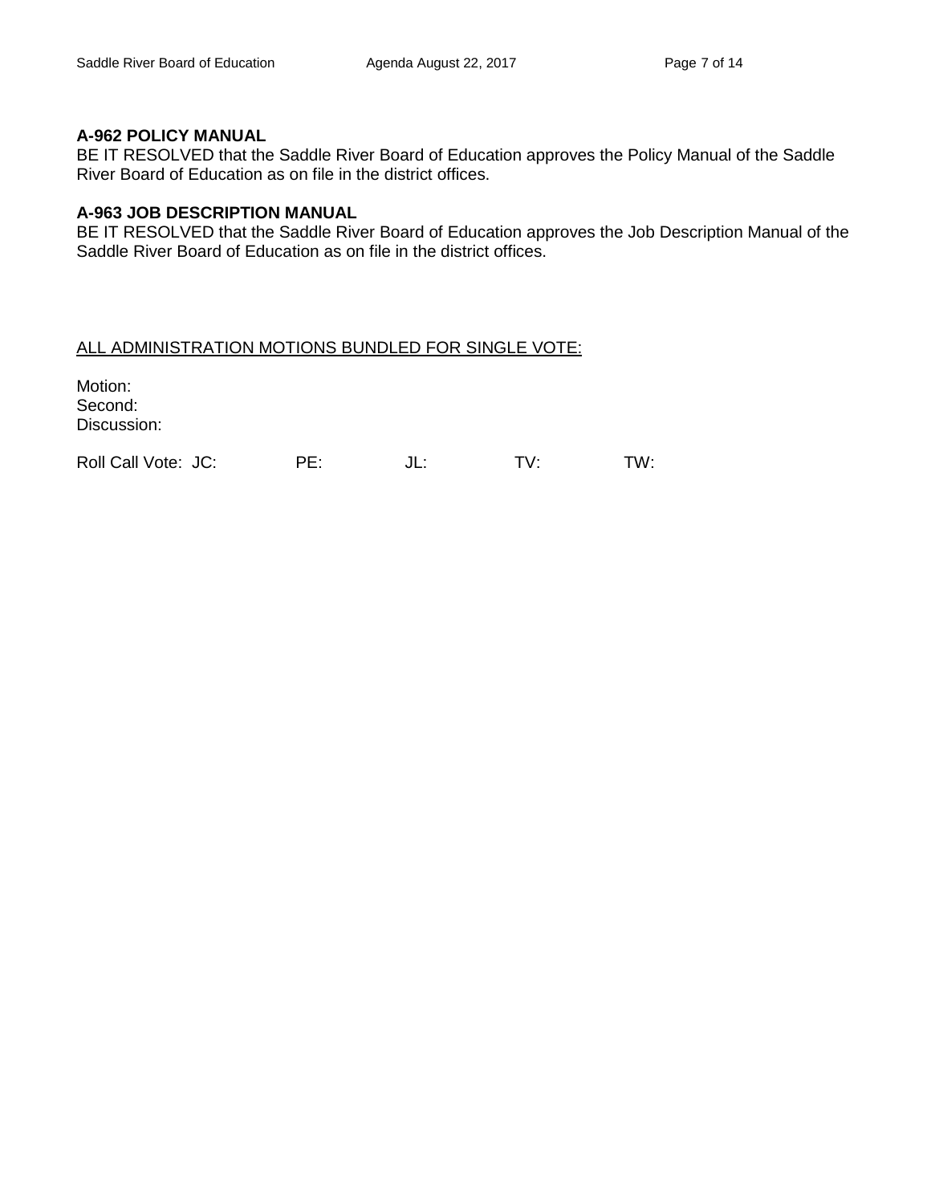**A-962 POLICY MANUAL**
BE IT RESOLVED that the Saddle River Board of Education approves the Policy Manual of the Saddle River Board of Education as on file in the district offices.

**A-963 JOB DESCRIPTION MANUAL**
BE IT RESOLVED that the Saddle River Board of Education approves the Job Description Manual of the Saddle River Board of Education as on file in the district offices.

<u>ALL ADMINISTRATION MOTIONS BUNDLED FOR SINGLE VOTE:</u>

Motion:
Second:
Discussion:

Roll Call Vote: JC: PE: JL: TV: TW: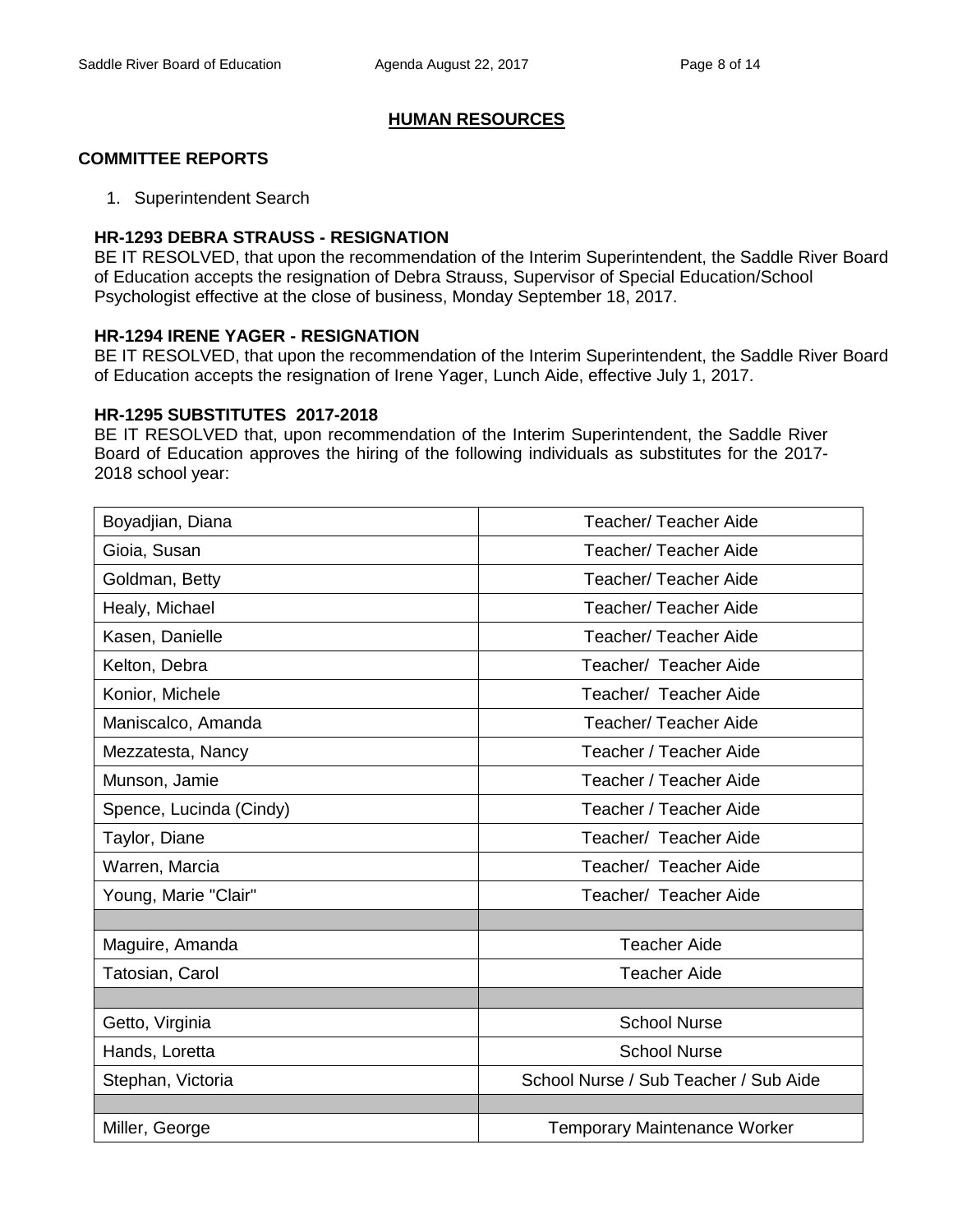## HUMAN RESOURCES

### COMMITTEE REPORTS

1. Superintendent Search

**HR-1293 DEBRA STRAUSS - RESIGNATION**
BE IT RESOLVED, that upon the recommendation of the Interim Superintendent, the Saddle River Board of Education accepts the resignation of Debra Strauss, Supervisor of Special Education/School Psychologist effective at the close of business, Monday September 18, 2017.

**HR-1294 IRENE YAGER - RESIGNATION**
BE IT RESOLVED, that upon the recommendation of the Interim Superintendent, the Saddle River Board of Education accepts the resignation of Irene Yager, Lunch Aide, effective July 1, 2017.

**HR-1295 SUBSTITUTES 2017-2018**
BE IT RESOLVED that, upon recommendation of the Interim Superintendent, the Saddle River Board of Education approves the hiring of the following individuals as substitutes for the 2017-2018 school year:

| | |
|---|---|
| Boyadjian, Diana | Teacher/ Teacher Aide |
| Gioia, Susan | Teacher/ Teacher Aide |
| Goldman, Betty | Teacher/ Teacher Aide |
| Healy, Michael | Teacher/ Teacher Aide |
| Kasen, Danielle | Teacher/ Teacher Aide |
| Kelton, Debra | Teacher/ Teacher Aide |
| Konior, Michele | Teacher/ Teacher Aide |
| Maniscalco, Amanda | Teacher/ Teacher Aide |
| Mezzatesta, Nancy | Teacher / Teacher Aide |
| Munson, Jamie | Teacher / Teacher Aide |
| Spence, Lucinda (Cindy) | Teacher / Teacher Aide |
| Taylor, Diane | Teacher/ Teacher Aide |
| Warren, Marcia | Teacher/ Teacher Aide |
| Young, Marie "Clair" | Teacher/ Teacher Aide |
| | |
| Maguire, Amanda | Teacher Aide |
| Tatosian, Carol | Teacher Aide |
| | |
| Getto, Virginia | School Nurse |
| Hands, Loretta | School Nurse |
| Stephan, Victoria | School Nurse / Sub Teacher / Sub Aide |
| | |
| Miller, George | Temporary Maintenance Worker |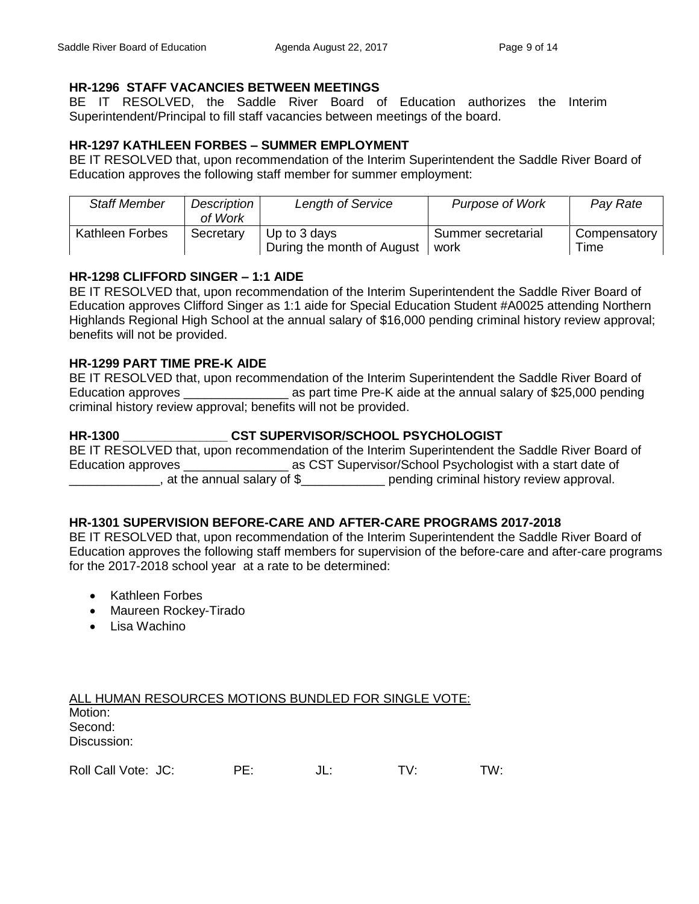**HR-1296 STAFF VACANCIES BETWEEN MEETINGS**
BE IT RESOLVED, the Saddle River Board of Education authorizes the Interim Superintendent/Principal to fill staff vacancies between meetings of the board.

**HR-1297 KATHLEEN FORBES – SUMMER EMPLOYMENT**
BE IT RESOLVED that, upon recommendation of the Interim Superintendent the Saddle River Board of Education approves the following staff member for summer employment:

| *Staff Member* | *Description of Work* | *Length of Service* | *Purpose of Work* | *Pay Rate* |
|---|---|---|---|---|
| Kathleen Forbes | Secretary | Up to 3 days During the month of August | Summer secretarial work | Compensatory Time |

**HR-1298 CLIFFORD SINGER – 1:1 AIDE**
BE IT RESOLVED that, upon recommendation of the Interim Superintendent the Saddle River Board of Education approves Clifford Singer as 1:1 aide for Special Education Student #A0025 attending Northern Highlands Regional High School at the annual salary of $16,000 pending criminal history review approval; benefits will not be provided.

**HR-1299 PART TIME PRE-K AIDE**
BE IT RESOLVED that, upon recommendation of the Interim Superintendent the Saddle River Board of Education approves _______________ as part time Pre-K aide at the annual salary of $25,000 pending criminal history review approval; benefits will not be provided.

**HR-1300 _______________ CST SUPERVISOR/SCHOOL PSYCHOLOGIST**
BE IT RESOLVED that, upon recommendation of the Interim Superintendent the Saddle River Board of Education approves _______________ as CST Supervisor/School Psychologist with a start date of _____________, at the annual salary of $____________ pending criminal history review approval.

**HR-1301 SUPERVISION BEFORE-CARE AND AFTER-CARE PROGRAMS 2017-2018**
BE IT RESOLVED that, upon recommendation of the Interim Superintendent the Saddle River Board of Education approves the following staff members for supervision of the before-care and after-care programs for the 2017-2018 school year at a rate to be determined:

- Kathleen Forbes
- Maureen Rockey-Tirado
- Lisa Wachino

ALL HUMAN RESOURCES MOTIONS BUNDLED FOR SINGLE VOTE:
Motion:
Second:
Discussion:

Roll Call Vote: JC: PE: JL: TV: TW: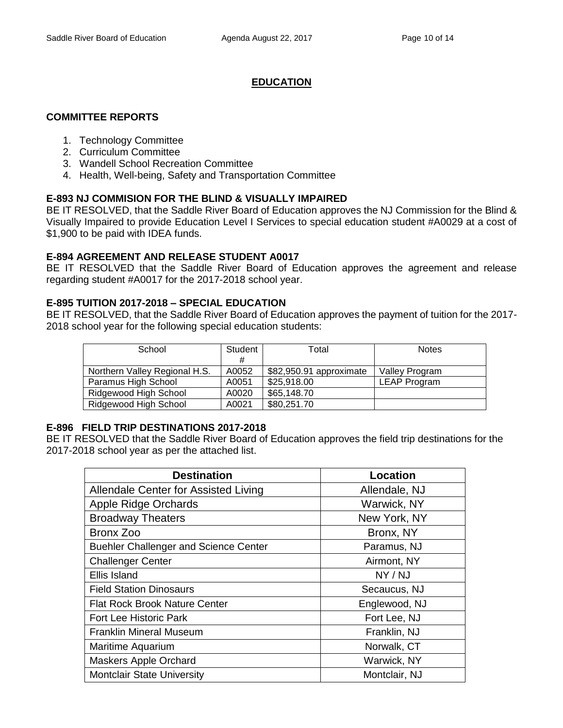## EDUCATION

### COMMITTEE REPORTS

1. Technology Committee
2. Curriculum Committee
3. Wandell School Recreation Committee
4. Health, Well-being, Safety and Transportation Committee

### E-893 NJ COMMISION FOR THE BLIND & VISUALLY IMPAIRED

BE IT RESOLVED, that the Saddle River Board of Education approves the NJ Commission for the Blind & Visually Impaired to provide Education Level I Services to special education student #A0029 at a cost of $1,900 to be paid with IDEA funds.

### E-894 AGREEMENT AND RELEASE STUDENT A0017

BE IT RESOLVED that the Saddle River Board of Education approves the agreement and release regarding student #A0017 for the 2017-2018 school year.

### E-895 TUITION 2017-2018 – SPECIAL EDUCATION

BE IT RESOLVED, that the Saddle River Board of Education approves the payment of tuition for the 2017-2018 school year for the following special education students:

| School | Student # | Total | Notes |
|---|---|---|---|
| Northern Valley Regional H.S. | A0052 | $82,950.91 approximate | Valley Program |
| Paramus High School | A0051 | $25,918.00 | LEAP Program |
| Ridgewood High School | A0020 | $65,148.70 | |
| Ridgewood High School | A0021 | $80,251.70 | |

### E-896 FIELD TRIP DESTINATIONS 2017-2018

BE IT RESOLVED that the Saddle River Board of Education approves the field trip destinations for the 2017-2018 school year as per the attached list.

| Destination | Location |
|---|---|
| Allendale Center for Assisted Living | Allendale, NJ |
| Apple Ridge Orchards | Warwick, NY |
| Broadway Theaters | New York, NY |
| Bronx Zoo | Bronx, NY |
| Buehler Challenger and Science Center | Paramus, NJ |
| Challenger Center | Airmont, NY |
| Ellis Island | NY / NJ |
| Field Station Dinosaurs | Secaucus, NJ |
| Flat Rock Brook Nature Center | Englewood, NJ |
| Fort Lee Historic Park | Fort Lee, NJ |
| Franklin Mineral Museum | Franklin, NJ |
| Maritime Aquarium | Norwalk, CT |
| Maskers Apple Orchard | Warwick, NY |
| Montclair State University | Montclair, NJ |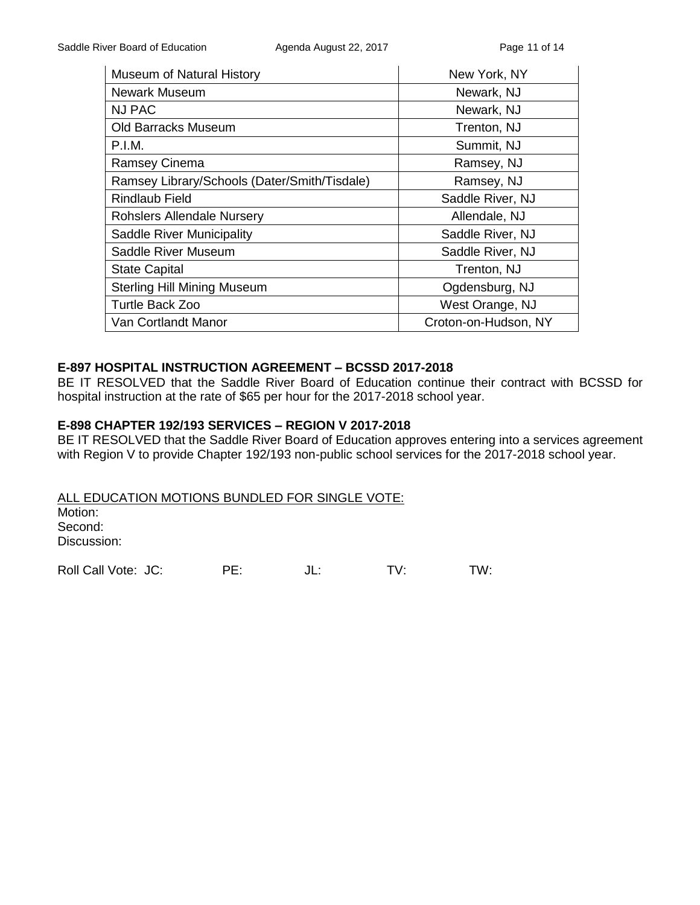| | |
|---|---|
| Museum of Natural History | New York, NY |
| Newark Museum | Newark, NJ |
| NJ PAC | Newark, NJ |
| Old Barracks Museum | Trenton, NJ |
| P.I.M. | Summit, NJ |
| Ramsey Cinema | Ramsey, NJ |
| Ramsey Library/Schools (Dater/Smith/Tisdale) | Ramsey, NJ |
| Rindlaub Field | Saddle River, NJ |
| Rohslers Allendale Nursery | Allendale, NJ |
| Saddle River Municipality | Saddle River, NJ |
| Saddle River Museum | Saddle River, NJ |
| State Capital | Trenton, NJ |
| Sterling Hill Mining Museum | Ogdensburg, NJ |
| Turtle Back Zoo | West Orange, NJ |
| Van Cortlandt Manor | Croton-on-Hudson, NY |

**E-897 HOSPITAL INSTRUCTION AGREEMENT – BCSSD 2017-2018**

BE IT RESOLVED that the Saddle River Board of Education continue their contract with BCSSD for hospital instruction at the rate of $65 per hour for the 2017-2018 school year.

**E-898 CHAPTER 192/193 SERVICES – REGION V 2017-2018**

BE IT RESOLVED that the Saddle River Board of Education approves entering into a services agreement with Region V to provide Chapter 192/193 non-public school services for the 2017-2018 school year.

<u>ALL EDUCATION MOTIONS BUNDLED FOR SINGLE VOTE:</u>

Motion:
Second:
Discussion:

Roll Call Vote: JC: PE: JL: TV: TW: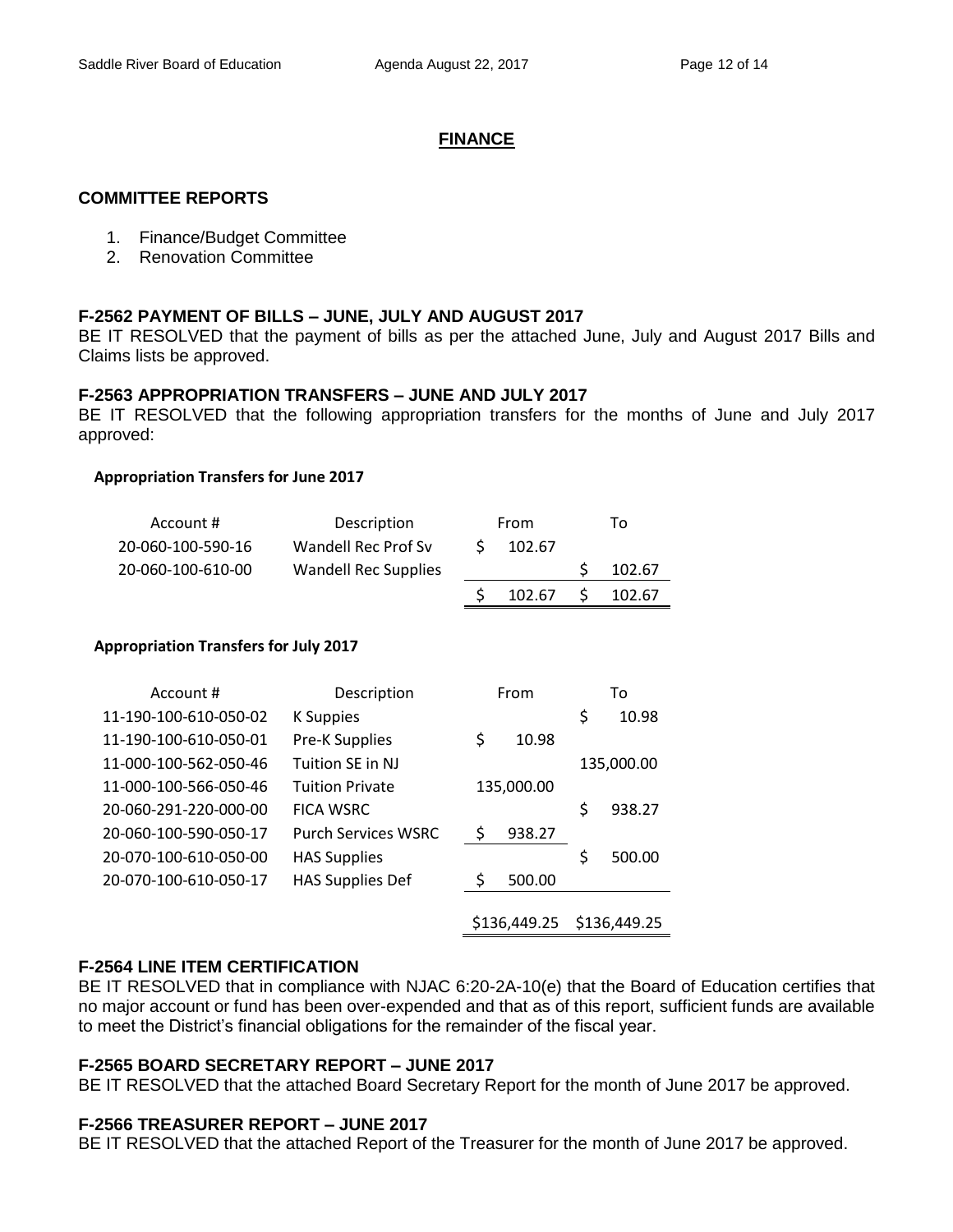## FINANCE

### COMMITTEE REPORTS

1. Finance/Budget Committee
2. Renovation Committee

### F-2562 PAYMENT OF BILLS – JUNE, JULY AND AUGUST 2017

BE IT RESOLVED that the payment of bills as per the attached June, July and August 2017 Bills and Claims lists be approved.

### F-2563 APPROPRIATION TRANSFERS – JUNE AND JULY 2017

BE IT RESOLVED that the following appropriation transfers for the months of June and July 2017 approved:

**Appropriation Transfers for June 2017**

| Account # | Description | From | To |
|---|---|---|---|
| 20-060-100-590-16 | Wandell Rec Prof Sv | $ 102.67 | |
| 20-060-100-610-00 | Wandell Rec Supplies | | $ 102.67 |
| | | $ 102.67 | $ 102.67 |

**Appropriation Transfers for July 2017**

| Account # | Description | From | To |
|---|---|---|---|
| 11-190-100-610-050-02 | K Suppies | | $ 10.98 |
| 11-190-100-610-050-01 | Pre-K Supplies | $ 10.98 | |
| 11-000-100-562-050-46 | Tuition SE in NJ | | 135,000.00 |
| 11-000-100-566-050-46 | Tuition Private | 135,000.00 | |
| 20-060-291-220-000-00 | FICA WSRC | | $ 938.27 |
| 20-060-100-590-050-17 | Purch Services WSRC | $ 938.27 | |
| 20-070-100-610-050-00 | HAS Supplies | | $ 500.00 |
| 20-070-100-610-050-17 | HAS Supplies Def | $ 500.00 | |
| | | $136,449.25 | $136,449.25 |

### F-2564 LINE ITEM CERTIFICATION

BE IT RESOLVED that in compliance with NJAC 6:20-2A-10(e) that the Board of Education certifies that no major account or fund has been over-expended and that as of this report, sufficient funds are available to meet the District's financial obligations for the remainder of the fiscal year.

### F-2565 BOARD SECRETARY REPORT – JUNE 2017

BE IT RESOLVED that the attached Board Secretary Report for the month of June 2017 be approved.

### F-2566 TREASURER REPORT – JUNE 2017

BE IT RESOLVED that the attached Report of the Treasurer for the month of June 2017 be approved.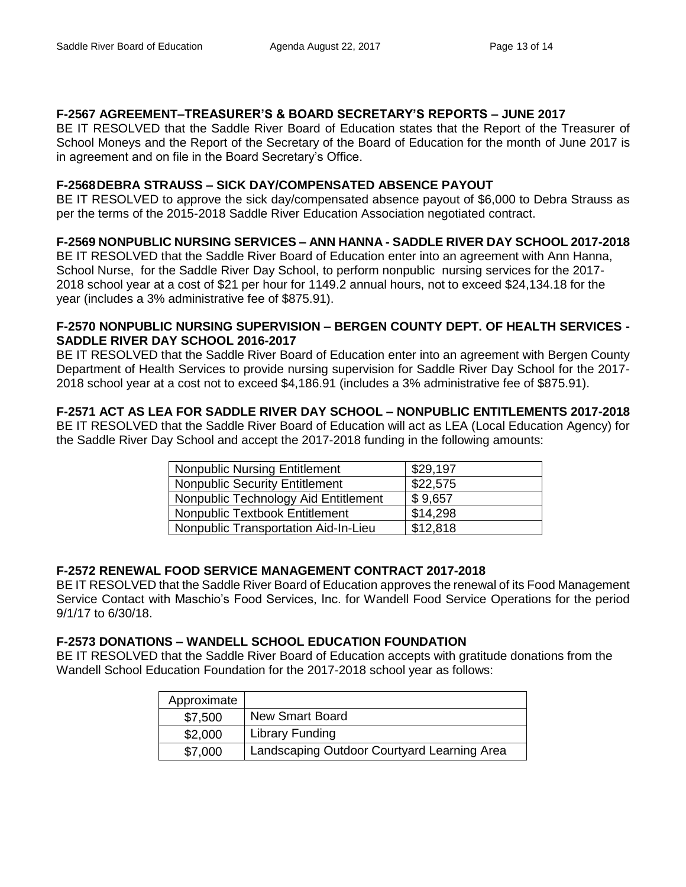**F-2567 AGREEMENT–TREASURER'S & BOARD SECRETARY'S REPORTS – JUNE 2017**
BE IT RESOLVED that the Saddle River Board of Education states that the Report of the Treasurer of School Moneys and the Report of the Secretary of the Board of Education for the month of June 2017 is in agreement and on file in the Board Secretary's Office.

**F-2568 DEBRA STRAUSS – SICK DAY/COMPENSATED ABSENCE PAYOUT**
BE IT RESOLVED to approve the sick day/compensated absence payout of $6,000 to Debra Strauss as per the terms of the 2015-2018 Saddle River Education Association negotiated contract.

**F-2569 NONPUBLIC NURSING SERVICES – ANN HANNA - SADDLE RIVER DAY SCHOOL 2017-2018**
BE IT RESOLVED that the Saddle River Board of Education enter into an agreement with Ann Hanna, School Nurse, for the Saddle River Day School, to perform nonpublic nursing services for the 2017-2018 school year at a cost of $21 per hour for 1149.2 annual hours, not to exceed $24,134.18 for the year (includes a 3% administrative fee of $875.91).

**F-2570 NONPUBLIC NURSING SUPERVISION – BERGEN COUNTY DEPT. OF HEALTH SERVICES - SADDLE RIVER DAY SCHOOL 2016-2017**
BE IT RESOLVED that the Saddle River Board of Education enter into an agreement with Bergen County Department of Health Services to provide nursing supervision for Saddle River Day School for the 2017-2018 school year at a cost not to exceed $4,186.91 (includes a 3% administrative fee of $875.91).

**F-2571 ACT AS LEA FOR SADDLE RIVER DAY SCHOOL – NONPUBLIC ENTITLEMENTS 2017-2018**
BE IT RESOLVED that the Saddle River Board of Education will act as LEA (Local Education Agency) for the Saddle River Day School and accept the 2017-2018 funding in the following amounts:

| | |
|---|---|
| Nonpublic Nursing Entitlement | $29,197 |
| Nonpublic Security Entitlement | $22,575 |
| Nonpublic Technology Aid Entitlement | $ 9,657 |
| Nonpublic Textbook Entitlement | $14,298 |
| Nonpublic Transportation Aid-In-Lieu | $12,818 |

**F-2572 RENEWAL FOOD SERVICE MANAGEMENT CONTRACT 2017-2018**
BE IT RESOLVED that the Saddle River Board of Education approves the renewal of its Food Management Service Contact with Maschio's Food Services, Inc. for Wandell Food Service Operations for the period 9/1/17 to 6/30/18.

**F-2573 DONATIONS – WANDELL SCHOOL EDUCATION FOUNDATION**
BE IT RESOLVED that the Saddle River Board of Education accepts with gratitude donations from the Wandell School Education Foundation for the 2017-2018 school year as follows:

| Approximate | |
|---|---|
| $7,500 | New Smart Board |
| $2,000 | Library Funding |
| $7,000 | Landscaping Outdoor Courtyard Learning Area |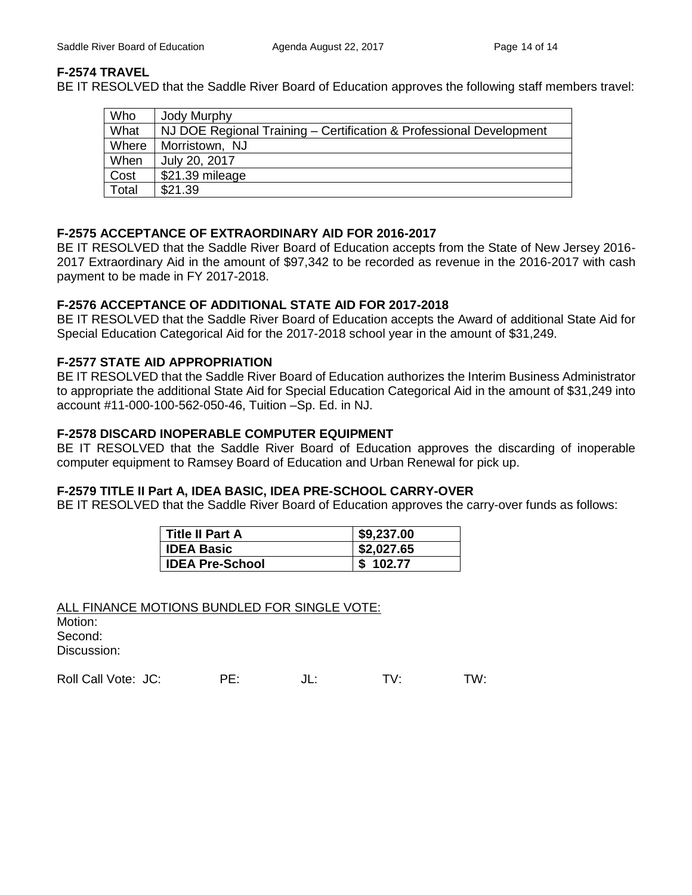**F-2574 TRAVEL**

BE IT RESOLVED that the Saddle River Board of Education approves the following staff members travel:

| | |
|---|---|
| Who | Jody Murphy |
| What | NJ DOE Regional Training – Certification & Professional Development |
| Where | Morristown, NJ |
| When | July 20, 2017 |
| Cost | $21.39 mileage |
| Total | $21.39 |

**F-2575 ACCEPTANCE OF EXTRAORDINARY AID FOR 2016-2017**

BE IT RESOLVED that the Saddle River Board of Education accepts from the State of New Jersey 2016-2017 Extraordinary Aid in the amount of $97,342 to be recorded as revenue in the 2016-2017 with cash payment to be made in FY 2017-2018.

**F-2576 ACCEPTANCE OF ADDITIONAL STATE AID FOR 2017-2018**

BE IT RESOLVED that the Saddle River Board of Education accepts the Award of additional State Aid for Special Education Categorical Aid for the 2017-2018 school year in the amount of $31,249.

**F-2577 STATE AID APPROPRIATION**

BE IT RESOLVED that the Saddle River Board of Education authorizes the Interim Business Administrator to appropriate the additional State Aid for Special Education Categorical Aid in the amount of $31,249 into account #11-000-100-562-050-46, Tuition –Sp. Ed. in NJ.

**F-2578 DISCARD INOPERABLE COMPUTER EQUIPMENT**

BE IT RESOLVED that the Saddle River Board of Education approves the discarding of inoperable computer equipment to Ramsey Board of Education and Urban Renewal for pick up.

**F-2579 TITLE II Part A, IDEA BASIC, IDEA PRE-SCHOOL CARRY-OVER**

BE IT RESOLVED that the Saddle River Board of Education approves the carry-over funds as follows:

| | |
|---|---|
| **Title II Part A** | **$9,237.00** |
| **IDEA Basic** | **$2,027.65** |
| **IDEA Pre-School** | **$ 102.77** |

ALL FINANCE MOTIONS BUNDLED FOR SINGLE VOTE:

Motion:

Second:

Discussion:

Roll Call Vote: JC: PE: JL: TV: TW: